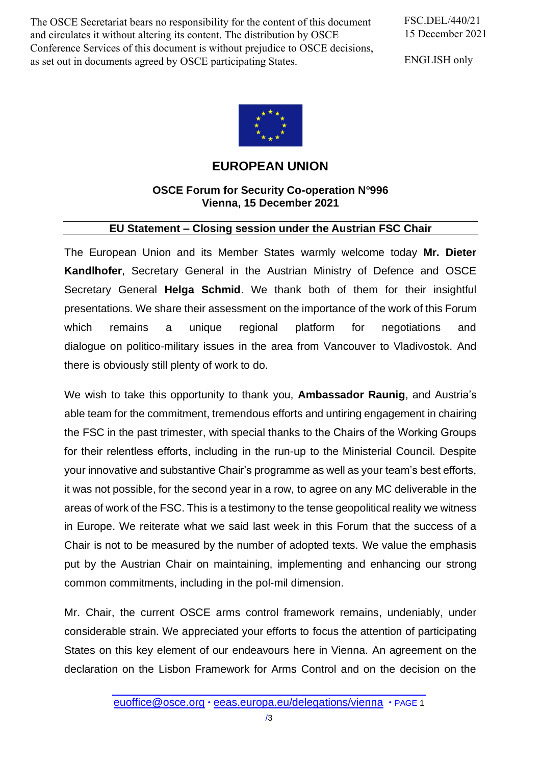The OSCE Secretariat bears no responsibility for the content of this document and circulates it without altering its content. The distribution by OSCE Conference Services of this document is without prejudice to OSCE decisions, as set out in documents agreed by OSCE participating States.

FSC.DEL/440/21
15 December 2021

ENGLISH only

# EUROPEAN UNION

**OSCE Forum for Security Co-operation N°996**
**Vienna, 15 December 2021**

## EU Statement – Closing session under the Austrian FSC Chair

The European Union and its Member States warmly welcome today **Mr. Dieter Kandlhofer**, Secretary General in the Austrian Ministry of Defence and OSCE Secretary General **Helga Schmid**. We thank both of them for their insightful presentations. We share their assessment on the importance of the work of this Forum which remains a unique regional platform for negotiations and dialogue on politico-military issues in the area from Vancouver to Vladivostok. And there is obviously still plenty of work to do.

We wish to take this opportunity to thank you, **Ambassador Raunig**, and Austria's able team for the commitment, tremendous efforts and untiring engagement in chairing the FSC in the past trimester, with special thanks to the Chairs of the Working Groups for their relentless efforts, including in the run-up to the Ministerial Council. Despite your innovative and substantive Chair's programme as well as your team's best efforts, it was not possible, for the second year in a row, to agree on any MC deliverable in the areas of work of the FSC. This is a testimony to the tense geopolitical reality we witness in Europe. We reiterate what we said last week in this Forum that the success of a Chair is not to be measured by the number of adopted texts. We value the emphasis put by the Austrian Chair on maintaining, implementing and enhancing our strong common commitments, including in the pol-mil dimension.

Mr. Chair, the current OSCE arms control framework remains, undeniably, under considerable strain. We appreciated your efforts to focus the attention of participating States on this key element of our endeavours here in Vienna. An agreement on the declaration on the Lisbon Framework for Arms Control and on the decision on the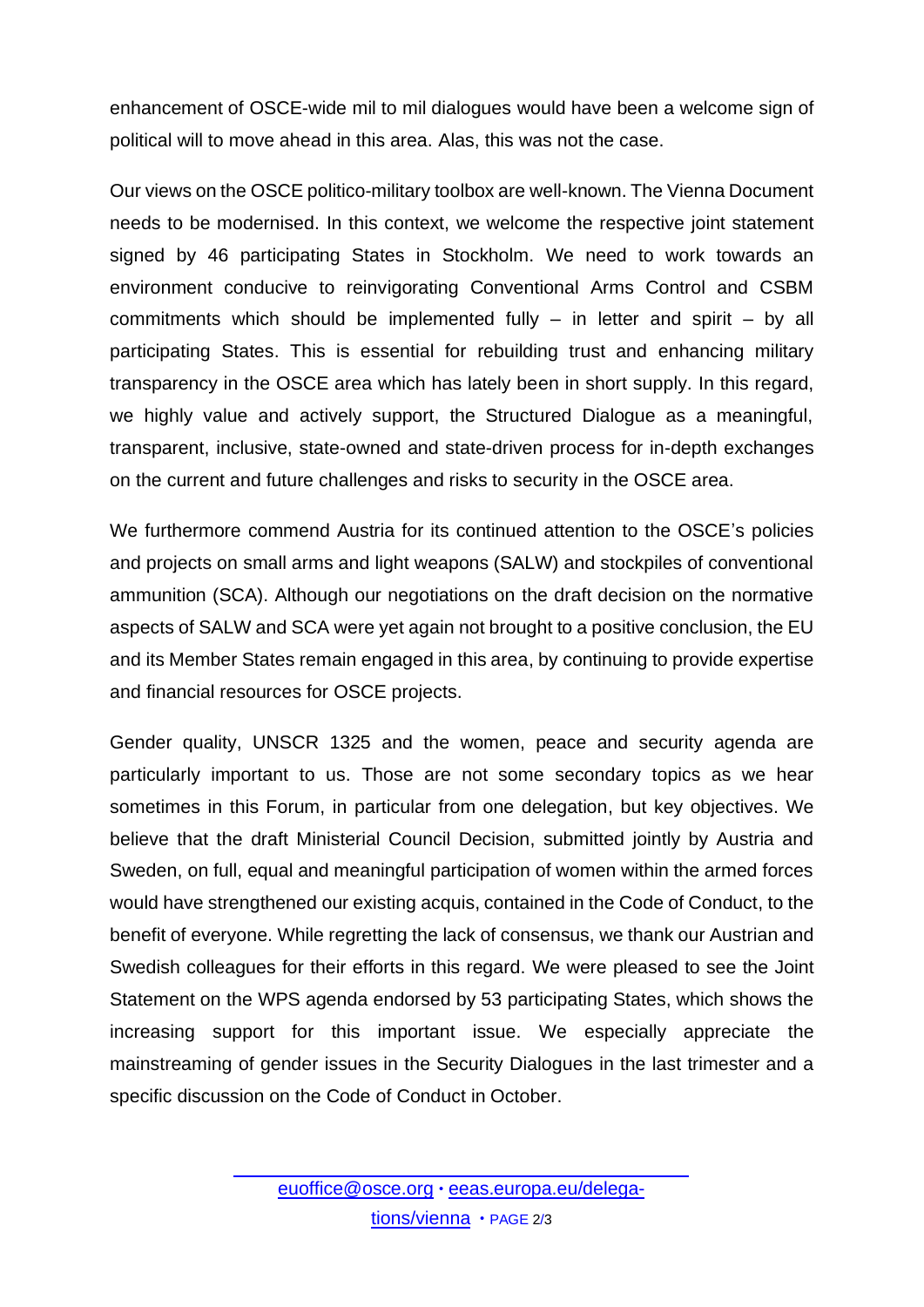enhancement of OSCE-wide mil to mil dialogues would have been a welcome sign of political will to move ahead in this area. Alas, this was not the case.

Our views on the OSCE politico-military toolbox are well-known. The Vienna Document needs to be modernised. In this context, we welcome the respective joint statement signed by 46 participating States in Stockholm. We need to work towards an environment conducive to reinvigorating Conventional Arms Control and CSBM commitments which should be implemented fully – in letter and spirit – by all participating States. This is essential for rebuilding trust and enhancing military transparency in the OSCE area which has lately been in short supply. In this regard, we highly value and actively support, the Structured Dialogue as a meaningful, transparent, inclusive, state-owned and state-driven process for in-depth exchanges on the current and future challenges and risks to security in the OSCE area.

We furthermore commend Austria for its continued attention to the OSCE's policies and projects on small arms and light weapons (SALW) and stockpiles of conventional ammunition (SCA). Although our negotiations on the draft decision on the normative aspects of SALW and SCA were yet again not brought to a positive conclusion, the EU and its Member States remain engaged in this area, by continuing to provide expertise and financial resources for OSCE projects.

Gender quality, UNSCR 1325 and the women, peace and security agenda are particularly important to us. Those are not some secondary topics as we hear sometimes in this Forum, in particular from one delegation, but key objectives. We believe that the draft Ministerial Council Decision, submitted jointly by Austria and Sweden, on full, equal and meaningful participation of women within the armed forces would have strengthened our existing acquis, contained in the Code of Conduct, to the benefit of everyone. While regretting the lack of consensus, we thank our Austrian and Swedish colleagues for their efforts in this regard. We were pleased to see the Joint Statement on the WPS agenda endorsed by 53 participating States, which shows the increasing support for this important issue. We especially appreciate the mainstreaming of gender issues in the Security Dialogues in the last trimester and a specific discussion on the Code of Conduct in October.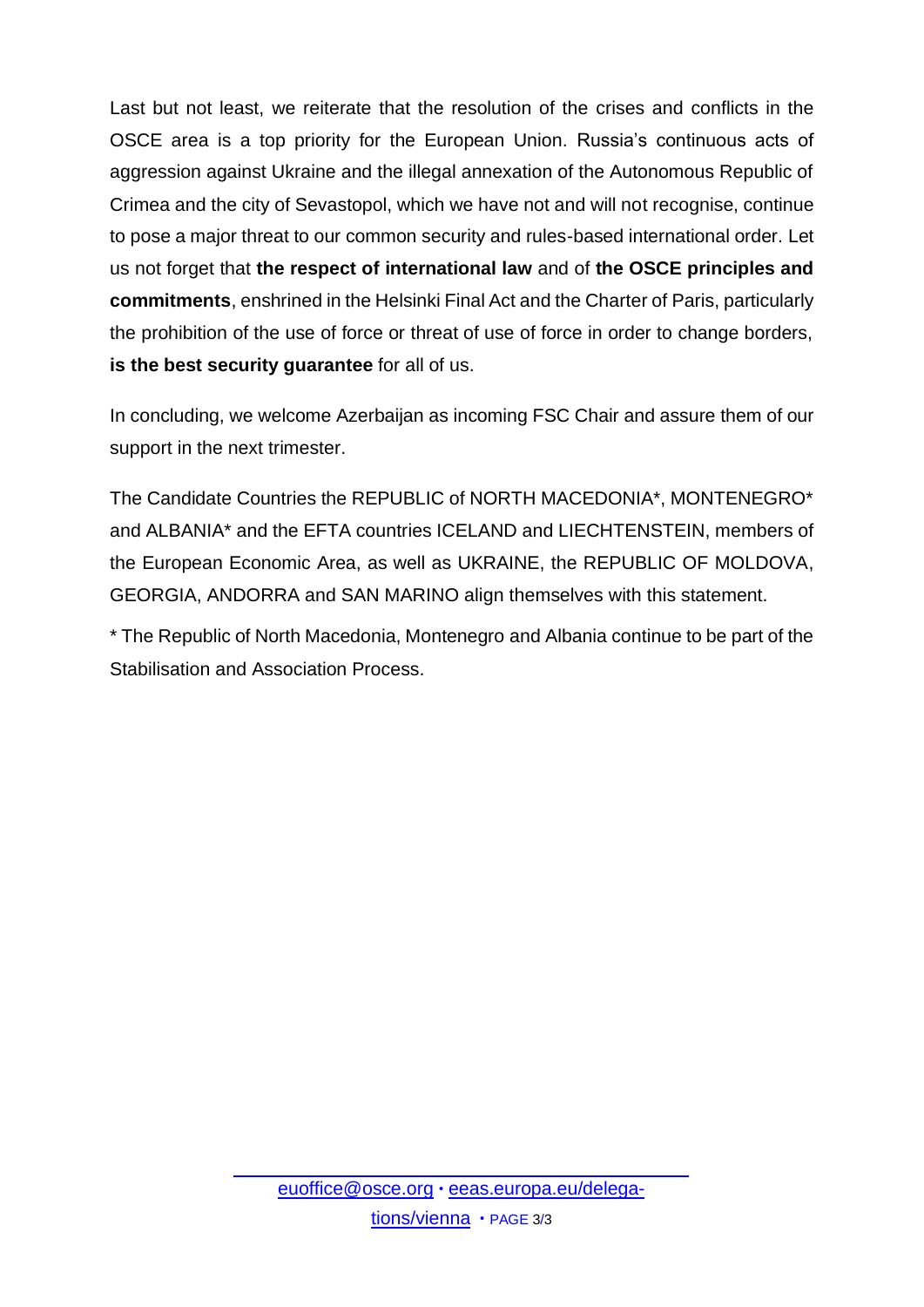Last but not least, we reiterate that the resolution of the crises and conflicts in the OSCE area is a top priority for the European Union. Russia's continuous acts of aggression against Ukraine and the illegal annexation of the Autonomous Republic of Crimea and the city of Sevastopol, which we have not and will not recognise, continue to pose a major threat to our common security and rules-based international order. Let us not forget that **the respect of international law** and of **the OSCE principles and commitments**, enshrined in the Helsinki Final Act and the Charter of Paris, particularly the prohibition of the use of force or threat of use of force in order to change borders, **is the best security guarantee** for all of us.

In concluding, we welcome Azerbaijan as incoming FSC Chair and assure them of our support in the next trimester.

The Candidate Countries the REPUBLIC of NORTH MACEDONIA*, MONTENEGRO* and ALBANIA* and the EFTA countries ICELAND and LIECHTENSTEIN, members of the European Economic Area, as well as UKRAINE, the REPUBLIC OF MOLDOVA, GEORGIA, ANDORRA and SAN MARINO align themselves with this statement.

* The Republic of North Macedonia, Montenegro and Albania continue to be part of the Stabilisation and Association Process.